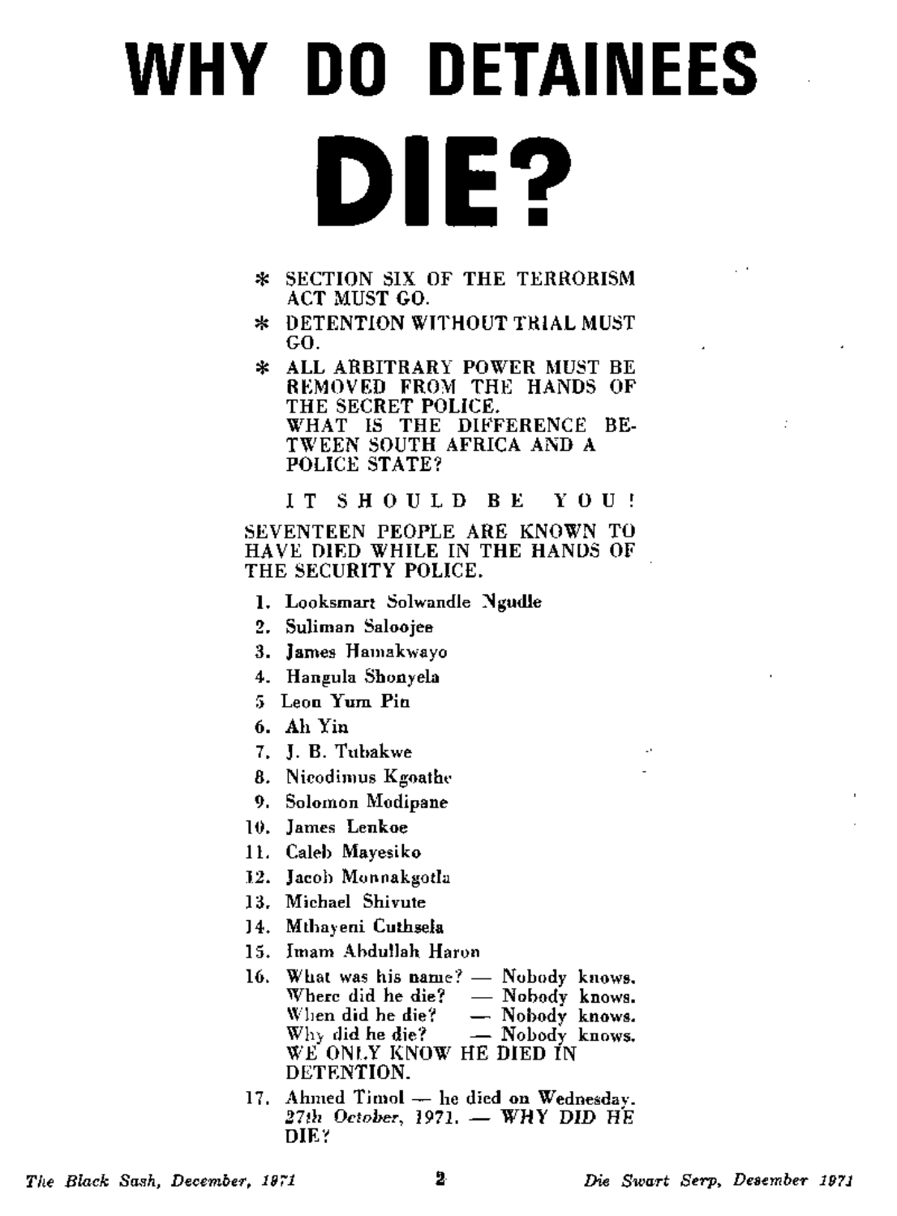# WHY DO DETAINEES DIE?

* SECTION SIX OF THE TERRORISM ACT MUST GO.
* DETENTION WITHOUT TRIAL MUST GO.
* ALL ARBITRARY POWER MUST BE REMOVED FROM THE HANDS OF THE SECRET POLICE.

WHAT IS THE DIFFERENCE BETWEEN SOUTH AFRICA AND A POLICE STATE?

IT SHOULD BE YOU!

SEVENTEEN PEOPLE ARE KNOWN TO HAVE DIED WHILE IN THE HANDS OF THE SECURITY POLICE.

1. Looksmart Solwandle Ngudle
2. Suliman Saloojee
3. James Hamakwayo
4. Hangula Shonyela
5. Leon Yum Pin
6. Ah Yin
7. J. B. Tubakwe
8. Nicodimus Kgoathe
9. Solomon Modipane
10. James Lenkoe
11. Caleb Mayesiko
12. Jacob Monnakgotla
13. Michael Shivute
14. Mthayeni Cuthsela
15. Imam Abdullah Haron
16. What was his name? — Nobody knows.
    Where did he die? — Nobody knows.
    When did he die? — Nobody knows.
    Why did he die? — Nobody knows.
    WE ONLY KNOW HE DIED IN DETENTION.
17. Ahmed Timol — he died on Wednesday, *27th October, 1971.* — **WHY DID HE DIE?**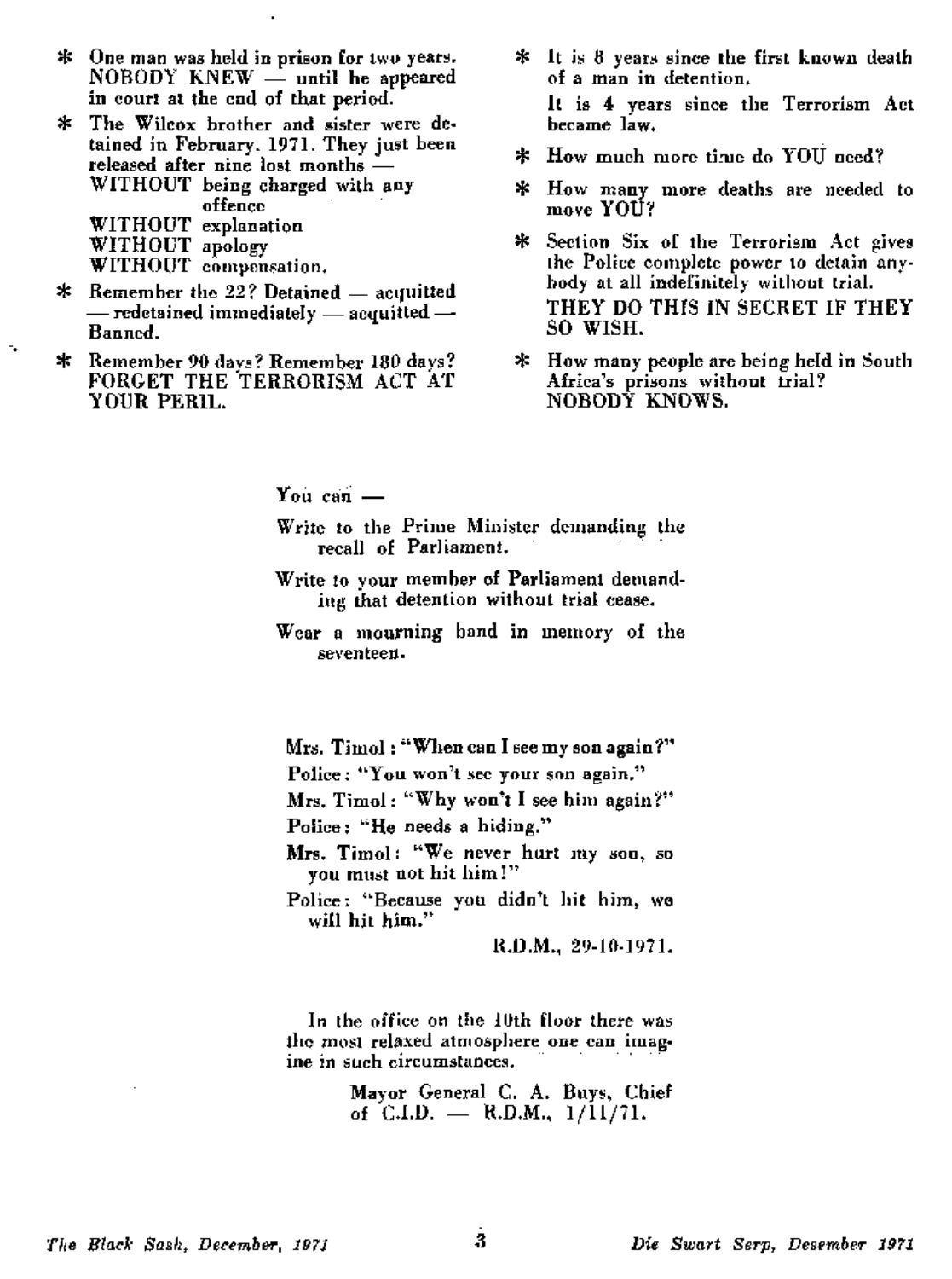* One man was held in prison for two years. NOBODY KNEW — until he appeared in court at the end of that period.
* The Wilcox brother and sister were detained in February. 1971. They just been released after nine lost months —

  WITHOUT being charged with any offence
  WITHOUT explanation
  WITHOUT apology
  WITHOUT compensation.
* Remember the 22? Detained — acquitted — redetained immediately — acquitted — Banned.
* Remember 90 days? Remember 180 days? FORGET THE TERRORISM ACT AT YOUR PERIL.
* It is 8 years since the first known death of a man in detention.

  It is 4 years since the Terrorism Act became law.
* How much more time do YOU need?
* How many more deaths are needed to move YOU?
* Section Six of the Terrorism Act gives the Police complete power to detain anybody at all indefinitely without trial.

  THEY DO THIS IN SECRET IF THEY SO WISH.
* How many people are being held in South Africa's prisons without trial? NOBODY KNOWS.

You can —

Write to the Prime Minister demanding the recall of Parliament.

Write to your member of Parliament demanding that detention without trial cease.

Wear a mourning band in memory of the seventeen.

**Mrs. Timol: "When can I see my son again?"**

Police: "You won't see your son again."

Mrs. Timol: "Why won't I see him again?"

Police: "He needs a hiding."

Mrs. Timol: "We never hurt my son, so you must not hit him!"

Police: "Because you didn't hit him, we will hit him."

R.D.M., 29-10-1971.

In the office on the 10th floor there was the most relaxed atmosphere one can imagine in such circumstances.

Mayor General C. A. Buys, Chief of C.I.D. — R.D.M., 1/11/71.